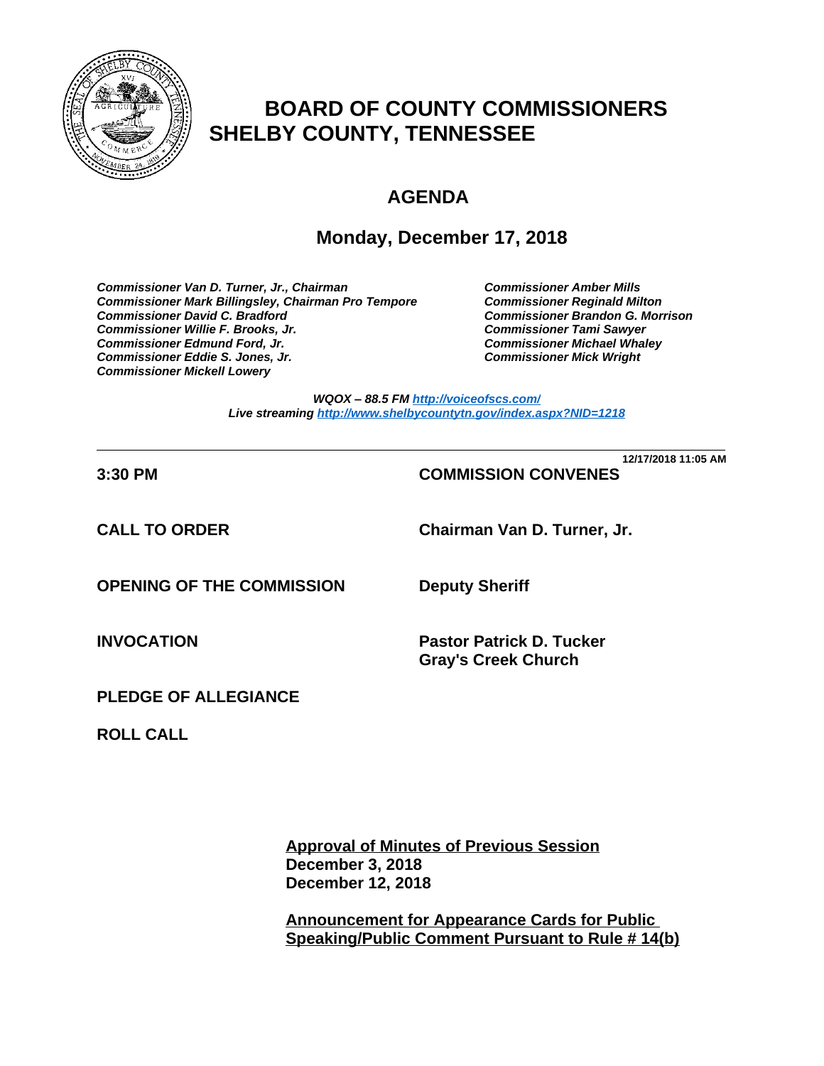# BOARD OF COUNTY COMMISSIONERS SHELBY COUNTY, TENNESSEE

## AGENDA

### Monday, December 17, 2018

***Commissioner Van D. Turner, Jr., Chairman***
***Commissioner Mark Billingsley, Chairman Pro Tempore***
***Commissioner David C. Bradford***
***Commissioner Willie F. Brooks, Jr.***
***Commissioner Edmund Ford, Jr.***
***Commissioner Eddie S. Jones, Jr.***
***Commissioner Mickell Lowery***
***Commissioner Amber Mills***
***Commissioner Reginald Milton***
***Commissioner Brandon G. Morrison***
***Commissioner Tami Sawyer***
***Commissioner Michael Whaley***
***Commissioner Mick Wright***

***WQOX – 88.5 FM [http://voiceofscs.com/](http://voiceofscs.com/)***
***Live streaming [http://www.shelbycountytn.gov/index.aspx?NID=1218](http://www.shelbycountytn.gov/index.aspx?NID=1218)***

---

**12/17/2018 11:05 AM**

**3:30 PM** **COMMISSION CONVENES**

**CALL TO ORDER** **Chairman Van D. Turner, Jr.**

**OPENING OF THE COMMISSION** **Deputy Sheriff**

**INVOCATION** **Pastor Patrick D. Tucker**
**Gray's Creek Church**

**PLEDGE OF ALLEGIANCE**

**ROLL CALL**

**Approval of Minutes of Previous Session**
**December 3, 2018**
**December 12, 2018**

**Announcement for Appearance Cards for Public Speaking/Public Comment Pursuant to Rule # 14(b)**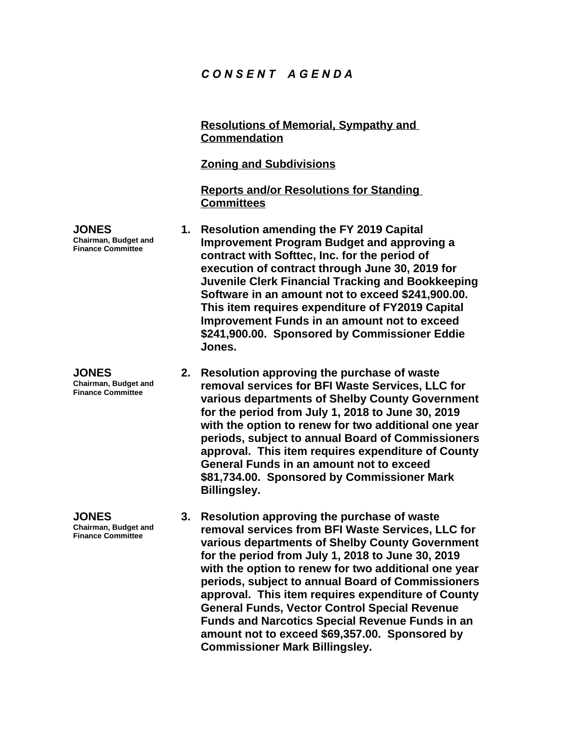# *C O N S E N T   A G E N D A*

**Resolutions of Memorial, Sympathy and Commendation**

**Zoning and Subdivisions**

**Reports and/or Resolutions for Standing Committees**

**JONES**
**Chairman, Budget and Finance Committee**

1. **Resolution amending the FY 2019 Capital Improvement Program Budget and approving a contract with Softtec, Inc. for the period of execution of contract through June 30, 2019 for Juvenile Clerk Financial Tracking and Bookkeeping Software in an amount not to exceed $241,900.00. This item requires expenditure of FY2019 Capital Improvement Funds in an amount not to exceed $241,900.00. Sponsored by Commissioner Eddie Jones.**

**JONES**
**Chairman, Budget and Finance Committee**

2. **Resolution approving the purchase of waste removal services for BFI Waste Services, LLC for various departments of Shelby County Government for the period from July 1, 2018 to June 30, 2019 with the option to renew for two additional one year periods, subject to annual Board of Commissioners approval. This item requires expenditure of County General Funds in an amount not to exceed $81,734.00. Sponsored by Commissioner Mark Billingsley.**

**JONES**
**Chairman, Budget and Finance Committee**

3. **Resolution approving the purchase of waste removal services from BFI Waste Services, LLC for various departments of Shelby County Government for the period from July 1, 2018 to June 30, 2019 with the option to renew for two additional one year periods, subject to annual Board of Commissioners approval. This item requires expenditure of County General Funds, Vector Control Special Revenue Funds and Narcotics Special Revenue Funds in an amount not to exceed $69,357.00. Sponsored by Commissioner Mark Billingsley.**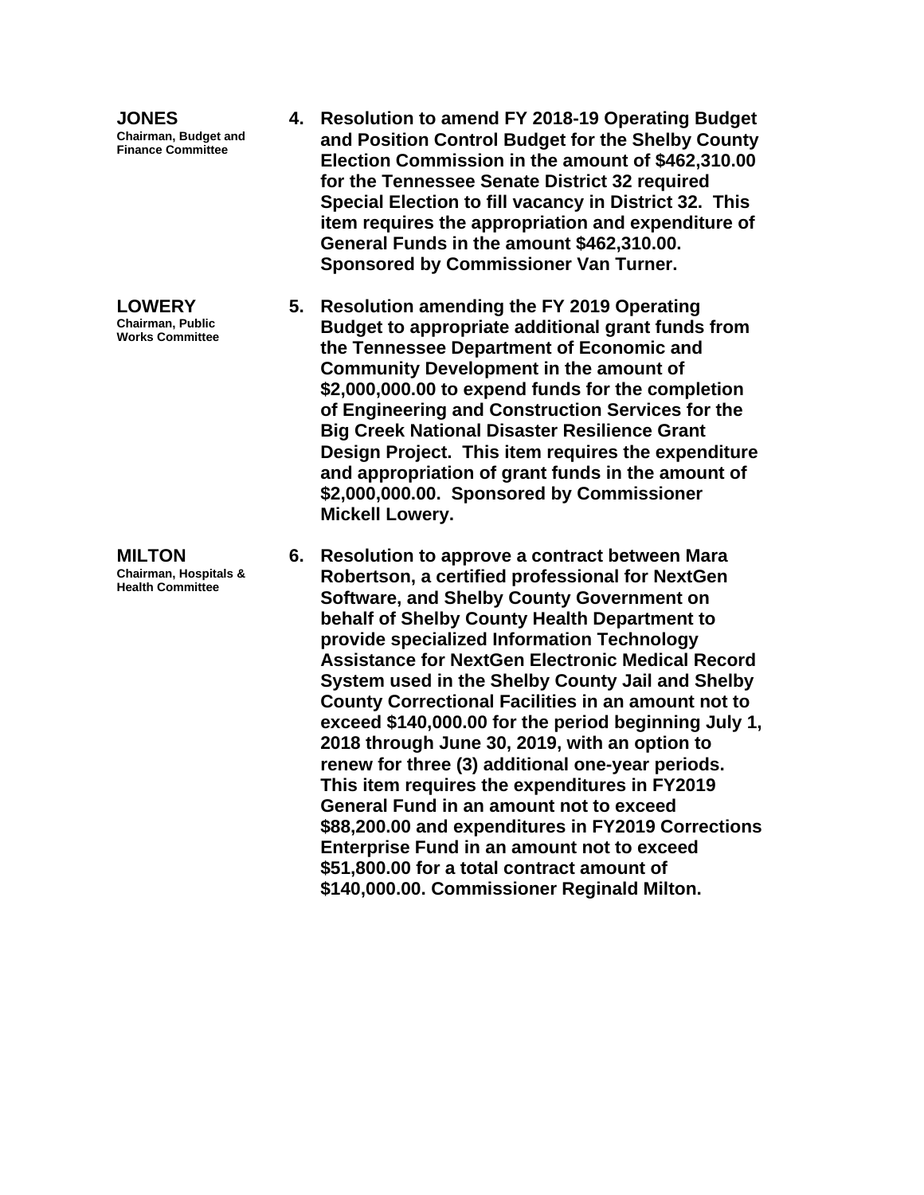**JONES**
Chairman, Budget and Finance Committee

4. **Resolution to amend FY 2018-19 Operating Budget and Position Control Budget for the Shelby County Election Commission in the amount of $462,310.00 for the Tennessee Senate District 32 required Special Election to fill vacancy in District 32. This item requires the appropriation and expenditure of General Funds in the amount $462,310.00. Sponsored by Commissioner Van Turner.**

**LOWERY**
Chairman, Public Works Committee

5. **Resolution amending the FY 2019 Operating Budget to appropriate additional grant funds from the Tennessee Department of Economic and Community Development in the amount of $2,000,000.00 to expend funds for the completion of Engineering and Construction Services for the Big Creek National Disaster Resilience Grant Design Project. This item requires the expenditure and appropriation of grant funds in the amount of $2,000,000.00. Sponsored by Commissioner Mickell Lowery.**

**MILTON**
Chairman, Hospitals & Health Committee

6. **Resolution to approve a contract between Mara Robertson, a certified professional for NextGen Software, and Shelby County Government on behalf of Shelby County Health Department to provide specialized Information Technology Assistance for NextGen Electronic Medical Record System used in the Shelby County Jail and Shelby County Correctional Facilities in an amount not to exceed $140,000.00 for the period beginning July 1, 2018 through June 30, 2019, with an option to renew for three (3) additional one-year periods. This item requires the expenditures in FY2019 General Fund in an amount not to exceed $88,200.00 and expenditures in FY2019 Corrections Enterprise Fund in an amount not to exceed $51,800.00 for a total contract amount of $140,000.00. Commissioner Reginald Milton.**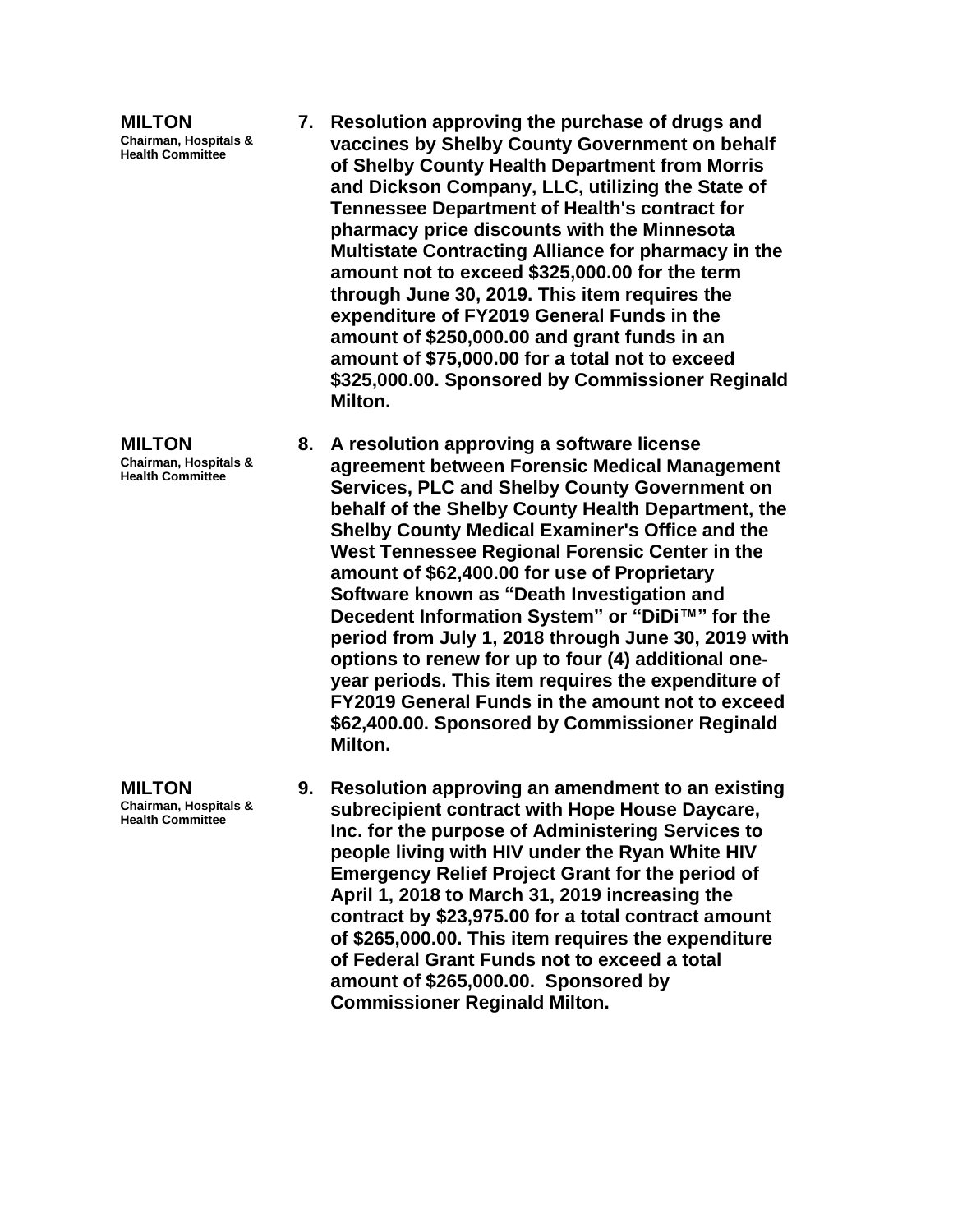**MILTON**
**Chairman, Hospitals & Health Committee**

7. **Resolution approving the purchase of drugs and vaccines by Shelby County Government on behalf of Shelby County Health Department from Morris and Dickson Company, LLC, utilizing the State of Tennessee Department of Health's contract for pharmacy price discounts with the Minnesota Multistate Contracting Alliance for pharmacy in the amount not to exceed $325,000.00 for the term through June 30, 2019. This item requires the expenditure of FY2019 General Funds in the amount of $250,000.00 and grant funds in an amount of $75,000.00 for a total not to exceed $325,000.00. Sponsored by Commissioner Reginald Milton.**

**MILTON**
**Chairman, Hospitals & Health Committee**

8. **A resolution approving a software license agreement between Forensic Medical Management Services, PLC and Shelby County Government on behalf of the Shelby County Health Department, the Shelby County Medical Examiner's Office and the West Tennessee Regional Forensic Center in the amount of $62,400.00 for use of Proprietary Software known as "Death Investigation and Decedent Information System" or "DiDi™" for the period from July 1, 2018 through June 30, 2019 with options to renew for up to four (4) additional one-year periods. This item requires the expenditure of FY2019 General Funds in the amount not to exceed $62,400.00. Sponsored by Commissioner Reginald Milton.**

**MILTON**
**Chairman, Hospitals & Health Committee**

9. **Resolution approving an amendment to an existing subrecipient contract with Hope House Daycare, Inc. for the purpose of Administering Services to people living with HIV under the Ryan White HIV Emergency Relief Project Grant for the period of April 1, 2018 to March 31, 2019 increasing the contract by $23,975.00 for a total contract amount of $265,000.00. This item requires the expenditure of Federal Grant Funds not to exceed a total amount of $265,000.00. Sponsored by Commissioner Reginald Milton.**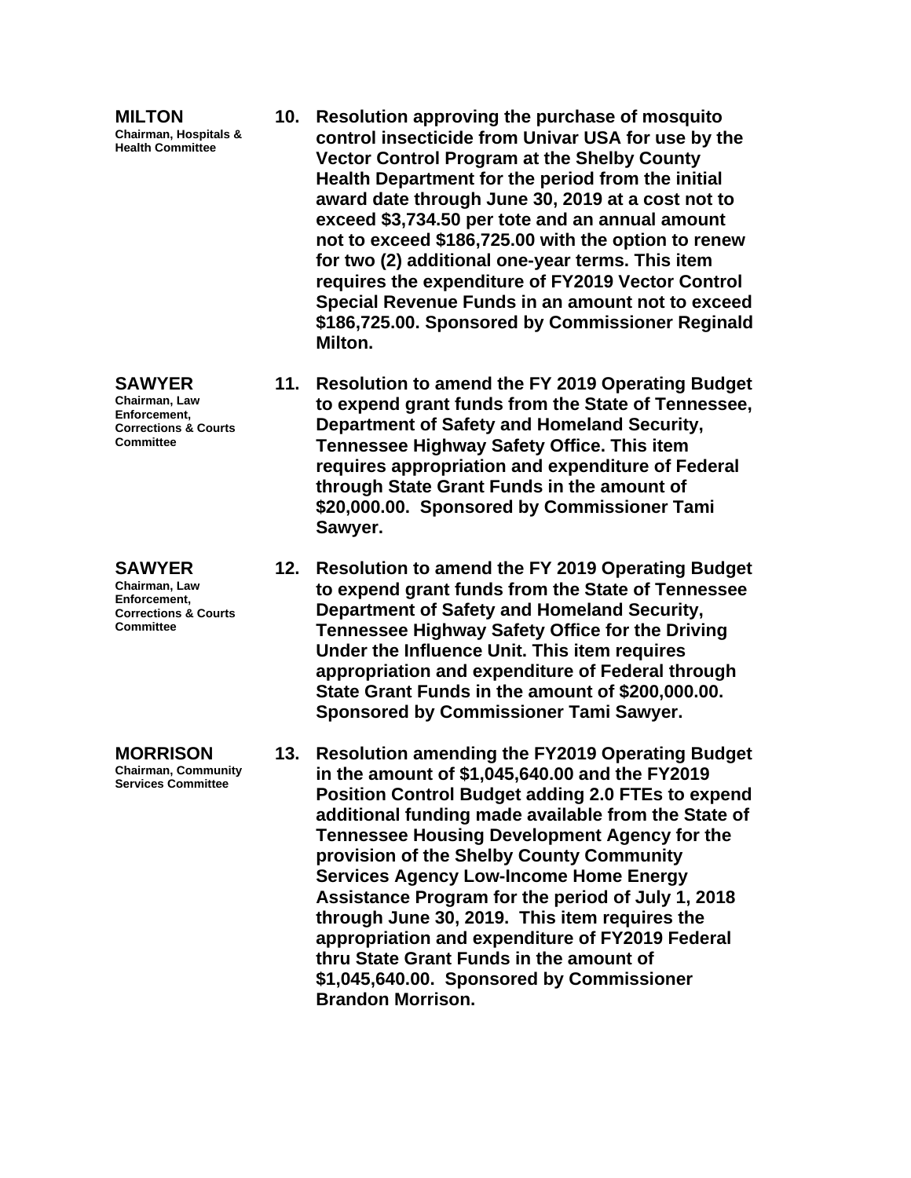**MILTON**
Chairman, Hospitals & Health Committee

**10. Resolution approving the purchase of mosquito control insecticide from Univar USA for use by the Vector Control Program at the Shelby County Health Department for the period from the initial award date through June 30, 2019 at a cost not to exceed $3,734.50 per tote and an annual amount not to exceed $186,725.00 with the option to renew for two (2) additional one-year terms. This item requires the expenditure of FY2019 Vector Control Special Revenue Funds in an amount not to exceed $186,725.00. Sponsored by Commissioner Reginald Milton.**

**SAWYER**
Chairman, Law Enforcement, Corrections & Courts Committee

**11. Resolution to amend the FY 2019 Operating Budget to expend grant funds from the State of Tennessee, Department of Safety and Homeland Security, Tennessee Highway Safety Office. This item requires appropriation and expenditure of Federal through State Grant Funds in the amount of $20,000.00. Sponsored by Commissioner Tami Sawyer.**

**SAWYER**
Chairman, Law Enforcement, Corrections & Courts Committee

**12. Resolution to amend the FY 2019 Operating Budget to expend grant funds from the State of Tennessee Department of Safety and Homeland Security, Tennessee Highway Safety Office for the Driving Under the Influence Unit. This item requires appropriation and expenditure of Federal through State Grant Funds in the amount of $200,000.00. Sponsored by Commissioner Tami Sawyer.**

**MORRISON**
Chairman, Community Services Committee

**13. Resolution amending the FY2019 Operating Budget in the amount of $1,045,640.00 and the FY2019 Position Control Budget adding 2.0 FTEs to expend additional funding made available from the State of Tennessee Housing Development Agency for the provision of the Shelby County Community Services Agency Low-Income Home Energy Assistance Program for the period of July 1, 2018 through June 30, 2019. This item requires the appropriation and expenditure of FY2019 Federal thru State Grant Funds in the amount of $1,045,640.00. Sponsored by Commissioner Brandon Morrison.**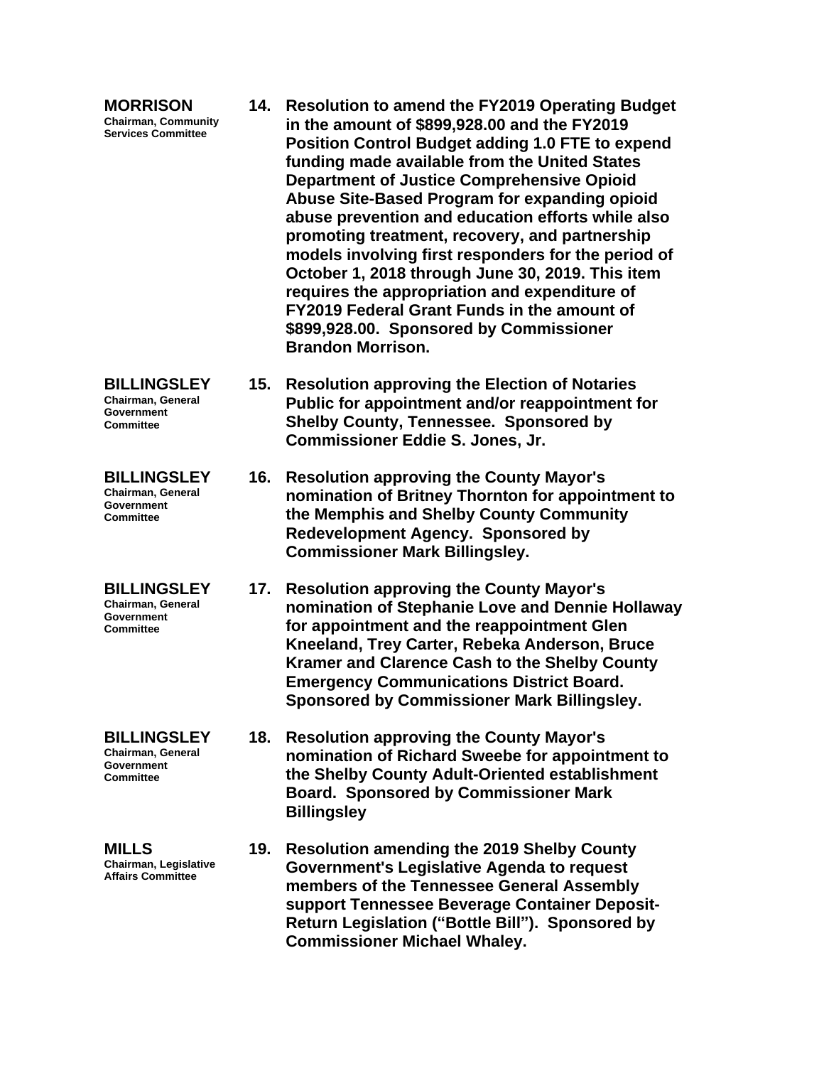**MORRISON**
Chairman, Community Services Committee

**14. Resolution to amend the FY2019 Operating Budget in the amount of $899,928.00 and the FY2019 Position Control Budget adding 1.0 FTE to expend funding made available from the United States Department of Justice Comprehensive Opioid Abuse Site-Based Program for expanding opioid abuse prevention and education efforts while also promoting treatment, recovery, and partnership models involving first responders for the period of October 1, 2018 through June 30, 2019. This item requires the appropriation and expenditure of FY2019 Federal Grant Funds in the amount of $899,928.00. Sponsored by Commissioner Brandon Morrison.**

**BILLINGSLEY**
Chairman, General Government Committee

**15. Resolution approving the Election of Notaries Public for appointment and/or reappointment for Shelby County, Tennessee. Sponsored by Commissioner Eddie S. Jones, Jr.**

**BILLINGSLEY**
Chairman, General Government Committee

**16. Resolution approving the County Mayor's nomination of Britney Thornton for appointment to the Memphis and Shelby County Community Redevelopment Agency. Sponsored by Commissioner Mark Billingsley.**

**BILLINGSLEY**
Chairman, General Government Committee

**17. Resolution approving the County Mayor's nomination of Stephanie Love and Dennie Hollaway for appointment and the reappointment Glen Kneeland, Trey Carter, Rebeka Anderson, Bruce Kramer and Clarence Cash to the Shelby County Emergency Communications District Board. Sponsored by Commissioner Mark Billingsley.**

**BILLINGSLEY**
Chairman, General Government Committee

**18. Resolution approving the County Mayor's nomination of Richard Sweebe for appointment to the Shelby County Adult-Oriented establishment Board. Sponsored by Commissioner Mark Billingsley**

**MILLS**
Chairman, Legislative Affairs Committee

**19. Resolution amending the 2019 Shelby County Government's Legislative Agenda to request members of the Tennessee General Assembly support Tennessee Beverage Container Deposit-Return Legislation ("Bottle Bill"). Sponsored by Commissioner Michael Whaley.**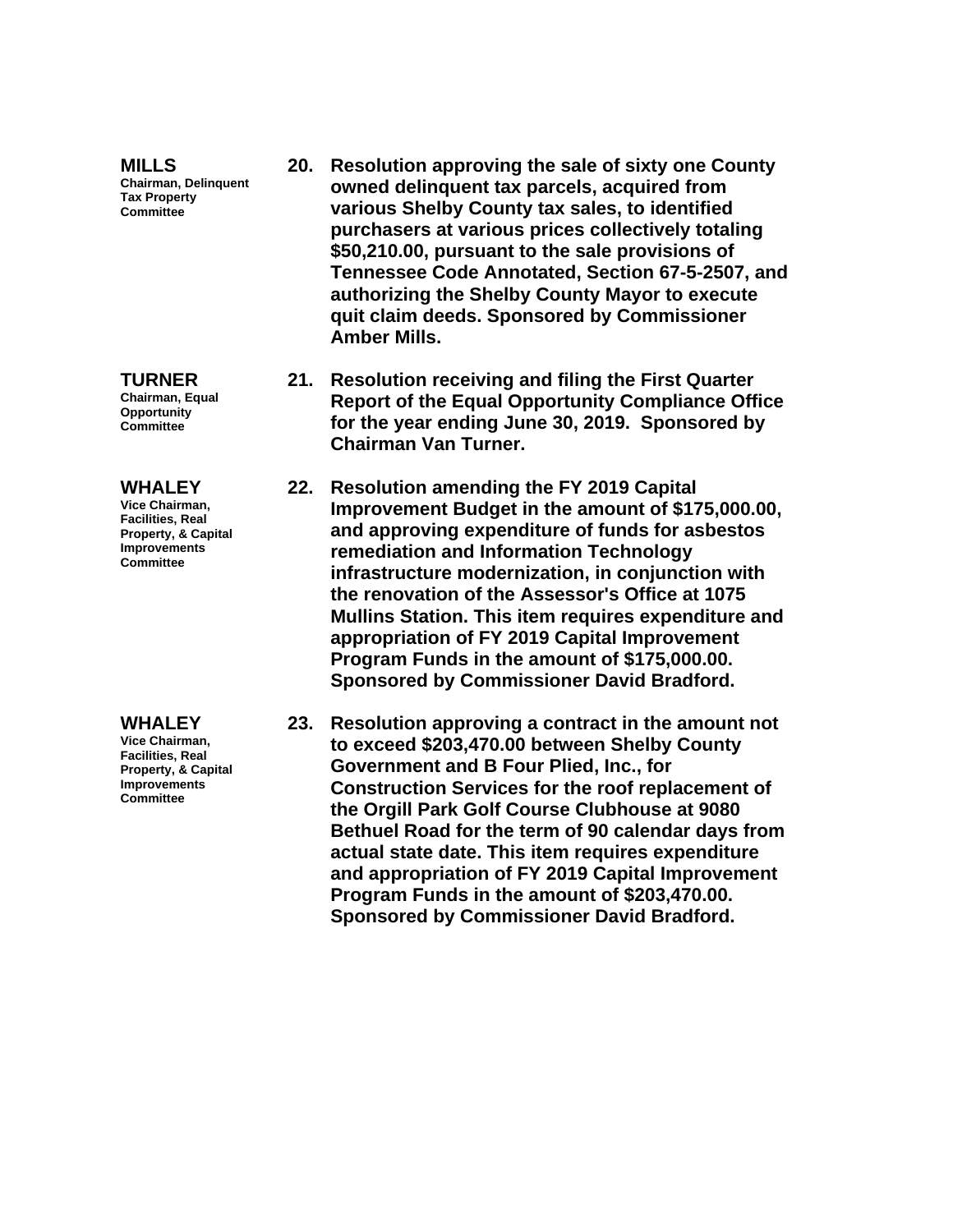**MILLS**
**Chairman, Delinquent Tax Property Committee**

**20. Resolution approving the sale of sixty one County owned delinquent tax parcels, acquired from various Shelby County tax sales, to identified purchasers at various prices collectively totaling $50,210.00, pursuant to the sale provisions of Tennessee Code Annotated, Section 67-5-2507, and authorizing the Shelby County Mayor to execute quit claim deeds. Sponsored by Commissioner Amber Mills.**

**TURNER**
**Chairman, Equal Opportunity Committee**

**21. Resolution receiving and filing the First Quarter Report of the Equal Opportunity Compliance Office for the year ending June 30, 2019. Sponsored by Chairman Van Turner.**

**WHALEY**
**Vice Chairman, Facilities, Real Property, & Capital Improvements Committee**

**22. Resolution amending the FY 2019 Capital Improvement Budget in the amount of $175,000.00, and approving expenditure of funds for asbestos remediation and Information Technology infrastructure modernization, in conjunction with the renovation of the Assessor's Office at 1075 Mullins Station. This item requires expenditure and appropriation of FY 2019 Capital Improvement Program Funds in the amount of $175,000.00. Sponsored by Commissioner David Bradford.**

**WHALEY**
**Vice Chairman, Facilities, Real Property, & Capital Improvements Committee**

**23. Resolution approving a contract in the amount not to exceed $203,470.00 between Shelby County Government and B Four Plied, Inc., for Construction Services for the roof replacement of the Orgill Park Golf Course Clubhouse at 9080 Bethuel Road for the term of 90 calendar days from actual state date. This item requires expenditure and appropriation of FY 2019 Capital Improvement Program Funds in the amount of $203,470.00. Sponsored by Commissioner David Bradford.**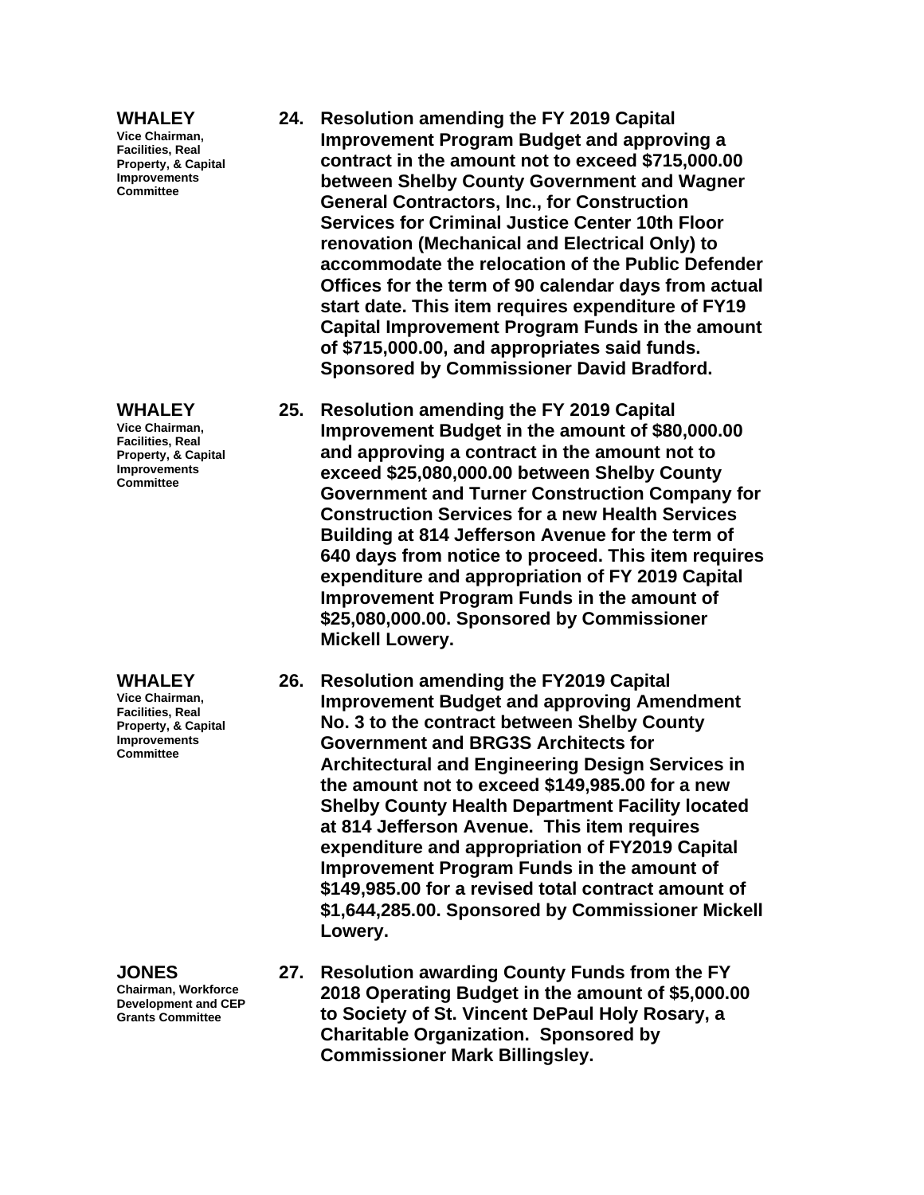**WHALEY**
Vice Chairman, Facilities, Real Property, & Capital Improvements Committee

**24. Resolution amending the FY 2019 Capital Improvement Program Budget and approving a contract in the amount not to exceed $715,000.00 between Shelby County Government and Wagner General Contractors, Inc., for Construction Services for Criminal Justice Center 10th Floor renovation (Mechanical and Electrical Only) to accommodate the relocation of the Public Defender Offices for the term of 90 calendar days from actual start date. This item requires expenditure of FY19 Capital Improvement Program Funds in the amount of $715,000.00, and appropriates said funds. Sponsored by Commissioner David Bradford.**

**WHALEY**
Vice Chairman, Facilities, Real Property, & Capital Improvements Committee

**25. Resolution amending the FY 2019 Capital Improvement Budget in the amount of $80,000.00 and approving a contract in the amount not to exceed $25,080,000.00 between Shelby County Government and Turner Construction Company for Construction Services for a new Health Services Building at 814 Jefferson Avenue for the term of 640 days from notice to proceed. This item requires expenditure and appropriation of FY 2019 Capital Improvement Program Funds in the amount of $25,080,000.00. Sponsored by Commissioner Mickell Lowery.**

**WHALEY**
Vice Chairman, Facilities, Real Property, & Capital Improvements Committee

**26. Resolution amending the FY2019 Capital Improvement Budget and approving Amendment No. 3 to the contract between Shelby County Government and BRG3S Architects for Architectural and Engineering Design Services in the amount not to exceed $149,985.00 for a new Shelby County Health Department Facility located at 814 Jefferson Avenue. This item requires expenditure and appropriation of FY2019 Capital Improvement Program Funds in the amount of $149,985.00 for a revised total contract amount of $1,644,285.00. Sponsored by Commissioner Mickell Lowery.**

**JONES**
Chairman, Workforce Development and CEP Grants Committee

**27. Resolution awarding County Funds from the FY 2018 Operating Budget in the amount of $5,000.00 to Society of St. Vincent DePaul Holy Rosary, a Charitable Organization. Sponsored by Commissioner Mark Billingsley.**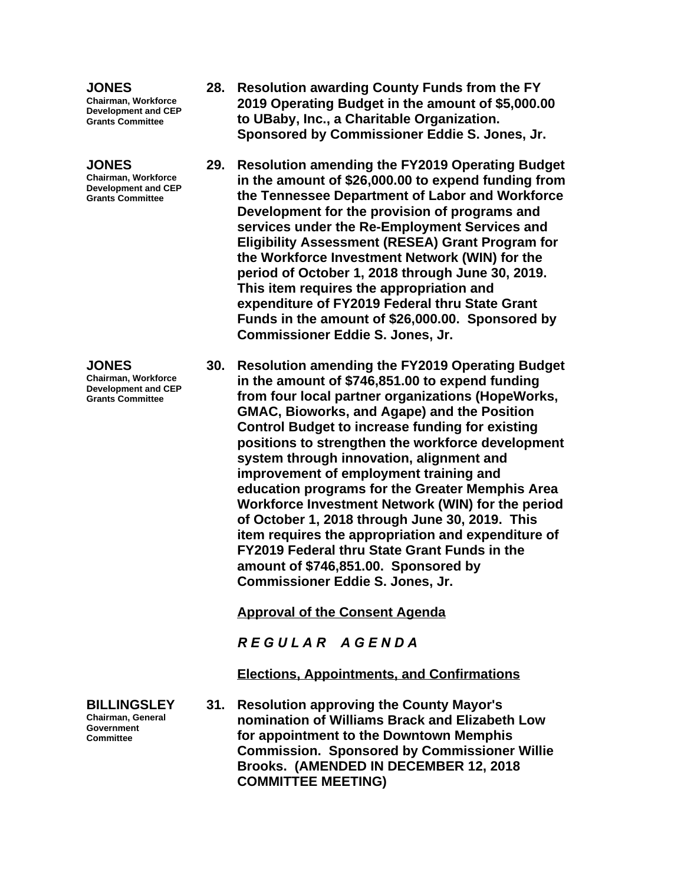**JONES**
Chairman, Workforce Development and CEP Grants Committee

**28. Resolution awarding County Funds from the FY 2019 Operating Budget in the amount of $5,000.00 to UBaby, Inc., a Charitable Organization. Sponsored by Commissioner Eddie S. Jones, Jr.**

**JONES**
Chairman, Workforce Development and CEP Grants Committee

**29. Resolution amending the FY2019 Operating Budget in the amount of $26,000.00 to expend funding from the Tennessee Department of Labor and Workforce Development for the provision of programs and services under the Re-Employment Services and Eligibility Assessment (RESEA) Grant Program for the Workforce Investment Network (WIN) for the period of October 1, 2018 through June 30, 2019. This item requires the appropriation and expenditure of FY2019 Federal thru State Grant Funds in the amount of $26,000.00. Sponsored by Commissioner Eddie S. Jones, Jr.**

**JONES**
Chairman, Workforce Development and CEP Grants Committee

**30. Resolution amending the FY2019 Operating Budget in the amount of $746,851.00 to expend funding from four local partner organizations (HopeWorks, GMAC, Bioworks, and Agape) and the Position Control Budget to increase funding for existing positions to strengthen the workforce development system through innovation, alignment and improvement of employment training and education programs for the Greater Memphis Area Workforce Investment Network (WIN) for the period of October 1, 2018 through June 30, 2019. This item requires the appropriation and expenditure of FY2019 Federal thru State Grant Funds in the amount of $746,851.00. Sponsored by Commissioner Eddie S. Jones, Jr.**

**Approval of the Consent Agenda**

***R E G U L A R   A G E N D A***

**Elections, Appointments, and Confirmations**

**BILLINGSLEY**
Chairman, General Government Committee

**31. Resolution approving the County Mayor's nomination of Williams Brack and Elizabeth Low for appointment to the Downtown Memphis Commission. Sponsored by Commissioner Willie Brooks. (AMENDED IN DECEMBER 12, 2018 COMMITTEE MEETING)**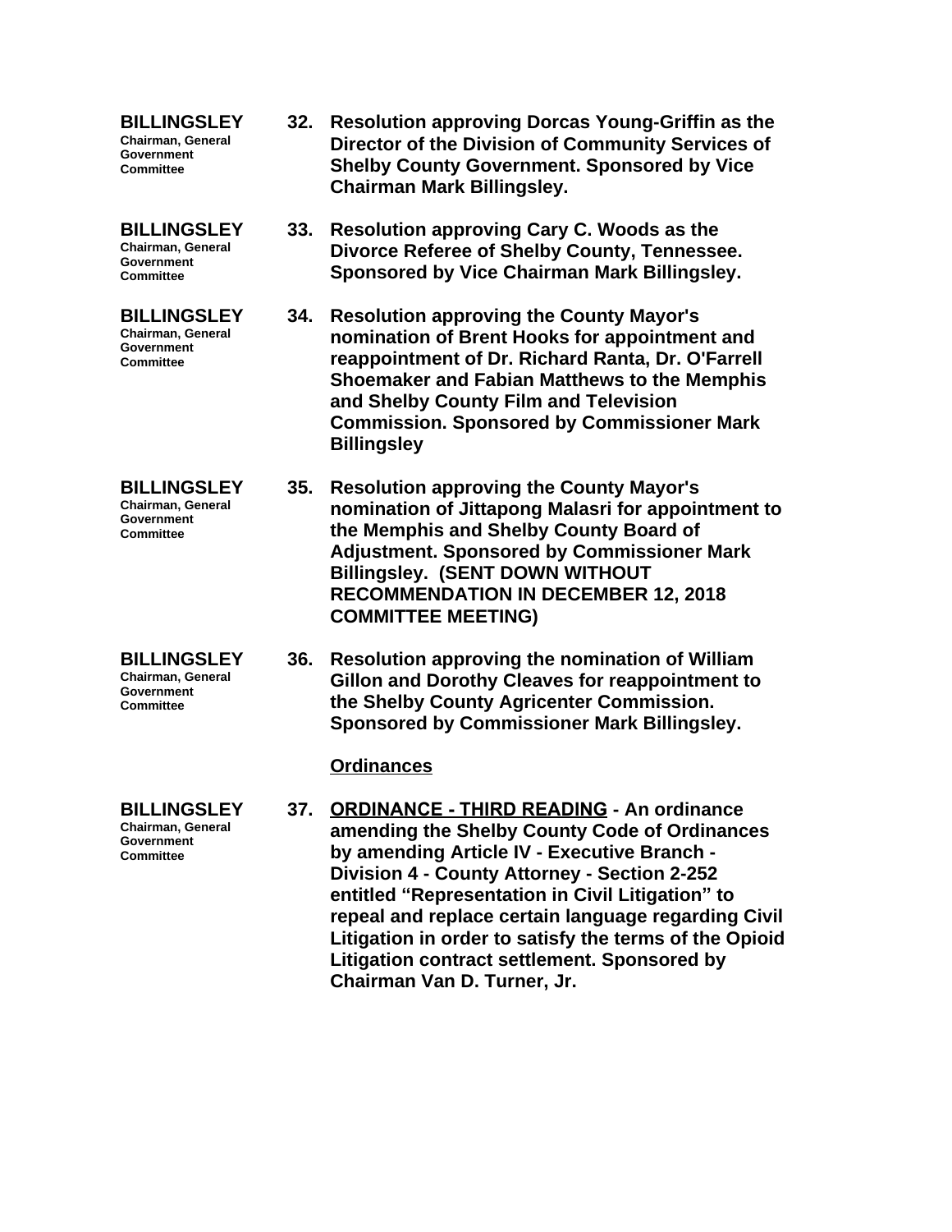**BILLINGSLEY**
**Chairman, General Government Committee**

**32. Resolution approving Dorcas Young-Griffin as the Director of the Division of Community Services of Shelby County Government. Sponsored by Vice Chairman Mark Billingsley.**

**BILLINGSLEY**
**Chairman, General Government Committee**

**33. Resolution approving Cary C. Woods as the Divorce Referee of Shelby County, Tennessee. Sponsored by Vice Chairman Mark Billingsley.**

**BILLINGSLEY**
**Chairman, General Government Committee**

**34. Resolution approving the County Mayor's nomination of Brent Hooks for appointment and reappointment of Dr. Richard Ranta, Dr. O'Farrell Shoemaker and Fabian Matthews to the Memphis and Shelby County Film and Television Commission. Sponsored by Commissioner Mark Billingsley**

**BILLINGSLEY**
**Chairman, General Government Committee**

**35. Resolution approving the County Mayor's nomination of Jittapong Malasri for appointment to the Memphis and Shelby County Board of Adjustment. Sponsored by Commissioner Mark Billingsley. (SENT DOWN WITHOUT RECOMMENDATION IN DECEMBER 12, 2018 COMMITTEE MEETING)**

**BILLINGSLEY**
**Chairman, General Government Committee**

**36. Resolution approving the nomination of William Gillon and Dorothy Cleaves for reappointment to the Shelby County Agricenter Commission. Sponsored by Commissioner Mark Billingsley.**

**Ordinances**

**BILLINGSLEY**
**Chairman, General Government Committee**

**37. ORDINANCE - THIRD READING - An ordinance amending the Shelby County Code of Ordinances by amending Article IV - Executive Branch - Division 4 - County Attorney - Section 2-252 entitled "Representation in Civil Litigation" to repeal and replace certain language regarding Civil Litigation in order to satisfy the terms of the Opioid Litigation contract settlement. Sponsored by Chairman Van D. Turner, Jr.**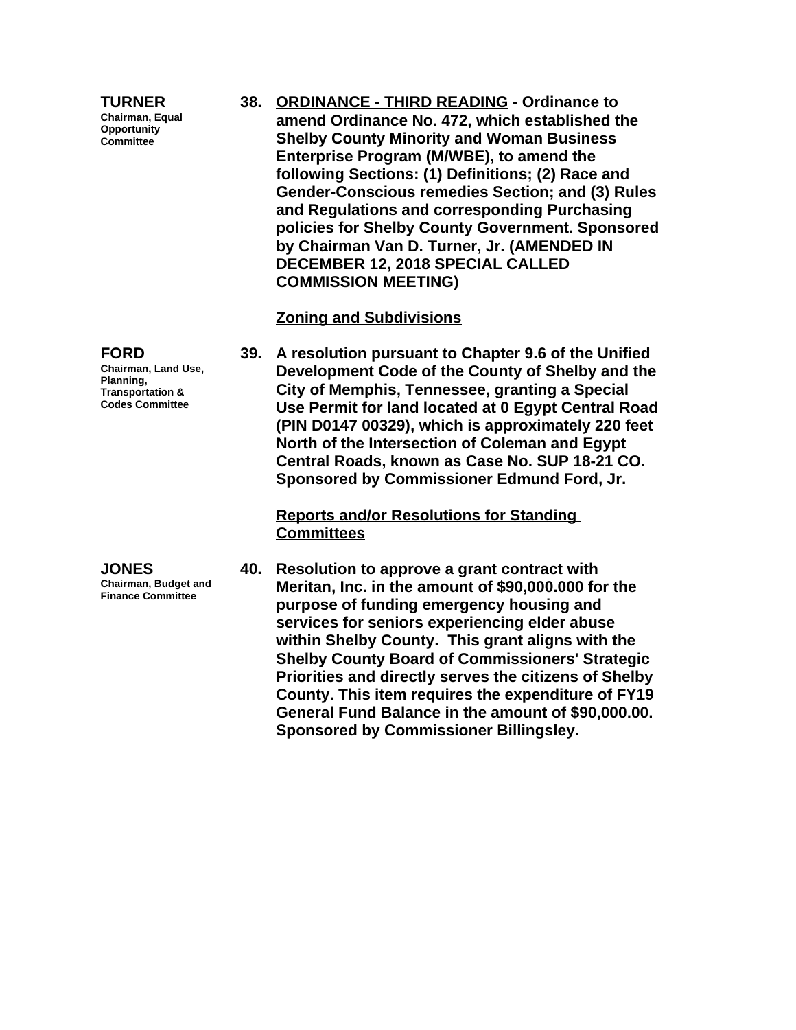**TURNER**
Chairman, Equal Opportunity Committee

**38. <u>ORDINANCE - THIRD READING</u> - Ordinance to amend Ordinance No. 472, which established the Shelby County Minority and Woman Business Enterprise Program (M/WBE), to amend the following Sections: (1) Definitions; (2) Race and Gender-Conscious remedies Section; and (3) Rules and Regulations and corresponding Purchasing policies for Shelby County Government. Sponsored by Chairman Van D. Turner, Jr. (AMENDED IN DECEMBER 12, 2018 SPECIAL CALLED COMMISSION MEETING)**

**<u>Zoning and Subdivisions</u>**

**FORD**
Chairman, Land Use, Planning, Transportation & Codes Committee

**39. A resolution pursuant to Chapter 9.6 of the Unified Development Code of the County of Shelby and the City of Memphis, Tennessee, granting a Special Use Permit for land located at 0 Egypt Central Road (PIN D0147 00329), which is approximately 220 feet North of the Intersection of Coleman and Egypt Central Roads, known as Case No. SUP 18-21 CO. Sponsored by Commissioner Edmund Ford, Jr.**

**<u>Reports and/or Resolutions for Standing Committees</u>**

**JONES**
Chairman, Budget and Finance Committee

**40. Resolution to approve a grant contract with Meritan, Inc. in the amount of $90,000.000 for the purpose of funding emergency housing and services for seniors experiencing elder abuse within Shelby County. This grant aligns with the Shelby County Board of Commissioners' Strategic Priorities and directly serves the citizens of Shelby County. This item requires the expenditure of FY19 General Fund Balance in the amount of $90,000.00. Sponsored by Commissioner Billingsley.**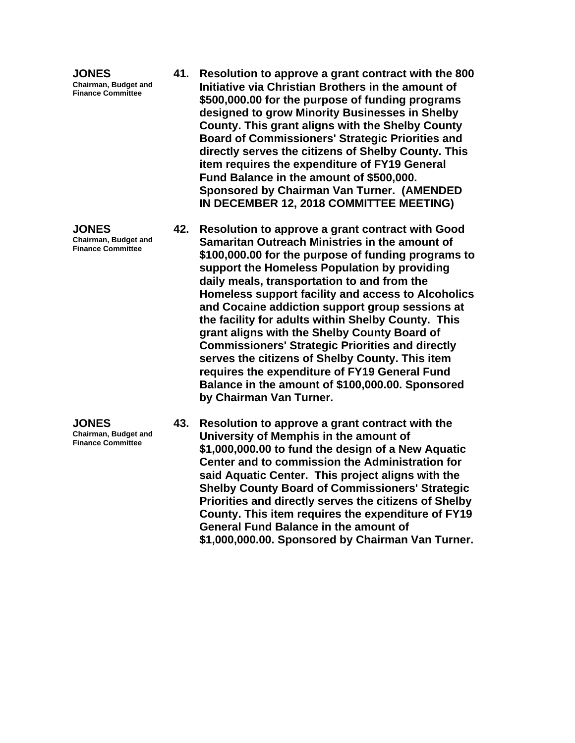**JONES**
**Chairman, Budget and Finance Committee**

**41. Resolution to approve a grant contract with the 800 Initiative via Christian Brothers in the amount of $500,000.00 for the purpose of funding programs designed to grow Minority Businesses in Shelby County. This grant aligns with the Shelby County Board of Commissioners' Strategic Priorities and directly serves the citizens of Shelby County. This item requires the expenditure of FY19 General Fund Balance in the amount of $500,000. Sponsored by Chairman Van Turner. (AMENDED IN DECEMBER 12, 2018 COMMITTEE MEETING)**

**JONES**
**Chairman, Budget and Finance Committee**

**42. Resolution to approve a grant contract with Good Samaritan Outreach Ministries in the amount of $100,000.00 for the purpose of funding programs to support the Homeless Population by providing daily meals, transportation to and from the Homeless support facility and access to Alcoholics and Cocaine addiction support group sessions at the facility for adults within Shelby County. This grant aligns with the Shelby County Board of Commissioners' Strategic Priorities and directly serves the citizens of Shelby County. This item requires the expenditure of FY19 General Fund Balance in the amount of $100,000.00. Sponsored by Chairman Van Turner.**

**JONES**
**Chairman, Budget and Finance Committee**

**43. Resolution to approve a grant contract with the University of Memphis in the amount of $1,000,000.00 to fund the design of a New Aquatic Center and to commission the Administration for said Aquatic Center. This project aligns with the Shelby County Board of Commissioners' Strategic Priorities and directly serves the citizens of Shelby County. This item requires the expenditure of FY19 General Fund Balance in the amount of $1,000,000.00. Sponsored by Chairman Van Turner.**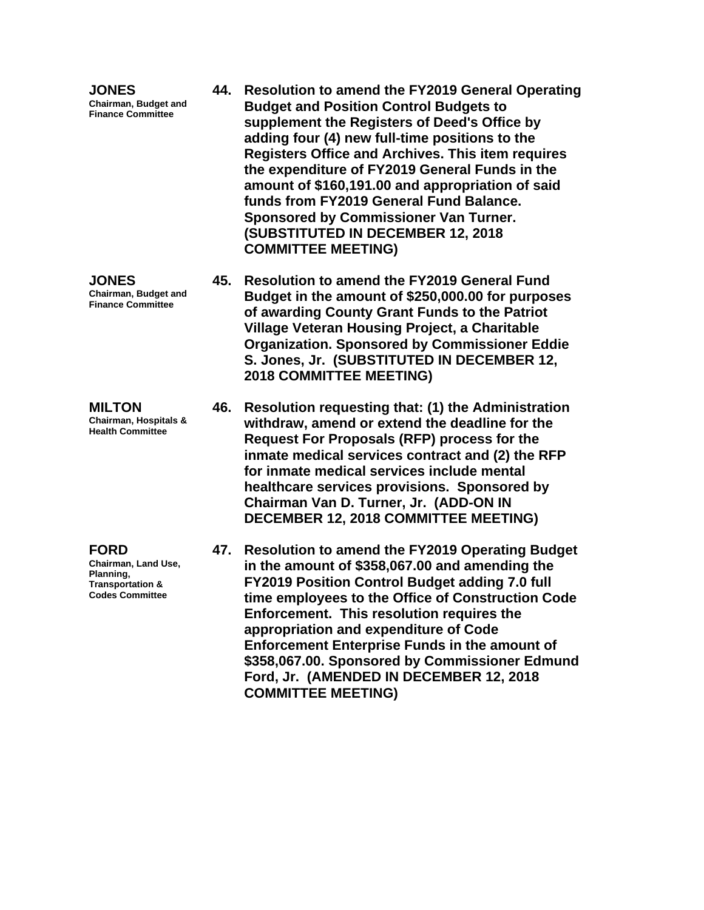**JONES**
Chairman, Budget and Finance Committee

**44. Resolution to amend the FY2019 General Operating Budget and Position Control Budgets to supplement the Registers of Deed's Office by adding four (4) new full-time positions to the Registers Office and Archives. This item requires the expenditure of FY2019 General Funds in the amount of $160,191.00 and appropriation of said funds from FY2019 General Fund Balance. Sponsored by Commissioner Van Turner. (SUBSTITUTED IN DECEMBER 12, 2018 COMMITTEE MEETING)**

**JONES**
Chairman, Budget and Finance Committee

**45. Resolution to amend the FY2019 General Fund Budget in the amount of $250,000.00 for purposes of awarding County Grant Funds to the Patriot Village Veteran Housing Project, a Charitable Organization. Sponsored by Commissioner Eddie S. Jones, Jr. (SUBSTITUTED IN DECEMBER 12, 2018 COMMITTEE MEETING)**

**MILTON**
Chairman, Hospitals & Health Committee

**46. Resolution requesting that: (1) the Administration withdraw, amend or extend the deadline for the Request For Proposals (RFP) process for the inmate medical services contract and (2) the RFP for inmate medical services include mental healthcare services provisions. Sponsored by Chairman Van D. Turner, Jr. (ADD-ON IN DECEMBER 12, 2018 COMMITTEE MEETING)**

**FORD**
Chairman, Land Use, Planning, Transportation & Codes Committee

**47. Resolution to amend the FY2019 Operating Budget in the amount of $358,067.00 and amending the FY2019 Position Control Budget adding 7.0 full time employees to the Office of Construction Code Enforcement. This resolution requires the appropriation and expenditure of Code Enforcement Enterprise Funds in the amount of $358,067.00. Sponsored by Commissioner Edmund Ford, Jr. (AMENDED IN DECEMBER 12, 2018 COMMITTEE MEETING)**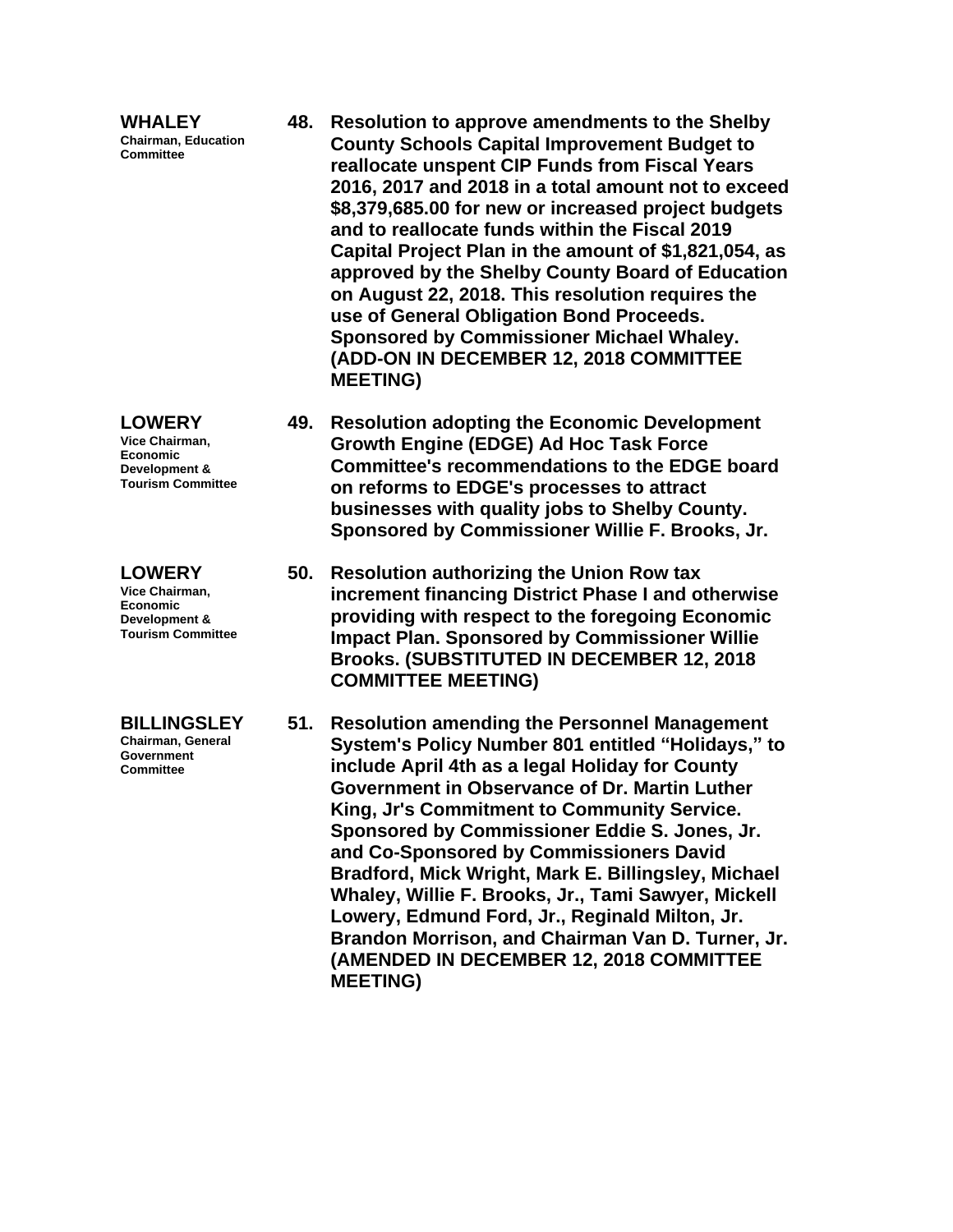**WHALEY**
Chairman, Education Committee

**48. Resolution to approve amendments to the Shelby County Schools Capital Improvement Budget to reallocate unspent CIP Funds from Fiscal Years 2016, 2017 and 2018 in a total amount not to exceed $8,379,685.00 for new or increased project budgets and to reallocate funds within the Fiscal 2019 Capital Project Plan in the amount of $1,821,054, as approved by the Shelby County Board of Education on August 22, 2018. This resolution requires the use of General Obligation Bond Proceeds. Sponsored by Commissioner Michael Whaley. (ADD-ON IN DECEMBER 12, 2018 COMMITTEE MEETING)**

**LOWERY**
Vice Chairman, Economic Development & Tourism Committee

**49. Resolution adopting the Economic Development Growth Engine (EDGE) Ad Hoc Task Force Committee's recommendations to the EDGE board on reforms to EDGE's processes to attract businesses with quality jobs to Shelby County. Sponsored by Commissioner Willie F. Brooks, Jr.**

**LOWERY**
Vice Chairman, Economic Development & Tourism Committee

**50. Resolution authorizing the Union Row tax increment financing District Phase I and otherwise providing with respect to the foregoing Economic Impact Plan. Sponsored by Commissioner Willie Brooks. (SUBSTITUTED IN DECEMBER 12, 2018 COMMITTEE MEETING)**

**BILLINGSLEY**
Chairman, General Government Committee

**51. Resolution amending the Personnel Management System's Policy Number 801 entitled "Holidays," to include April 4th as a legal Holiday for County Government in Observance of Dr. Martin Luther King, Jr's Commitment to Community Service. Sponsored by Commissioner Eddie S. Jones, Jr. and Co-Sponsored by Commissioners David Bradford, Mick Wright, Mark E. Billingsley, Michael Whaley, Willie F. Brooks, Jr., Tami Sawyer, Mickell Lowery, Edmund Ford, Jr., Reginald Milton, Jr. Brandon Morrison, and Chairman Van D. Turner, Jr. (AMENDED IN DECEMBER 12, 2018 COMMITTEE MEETING)**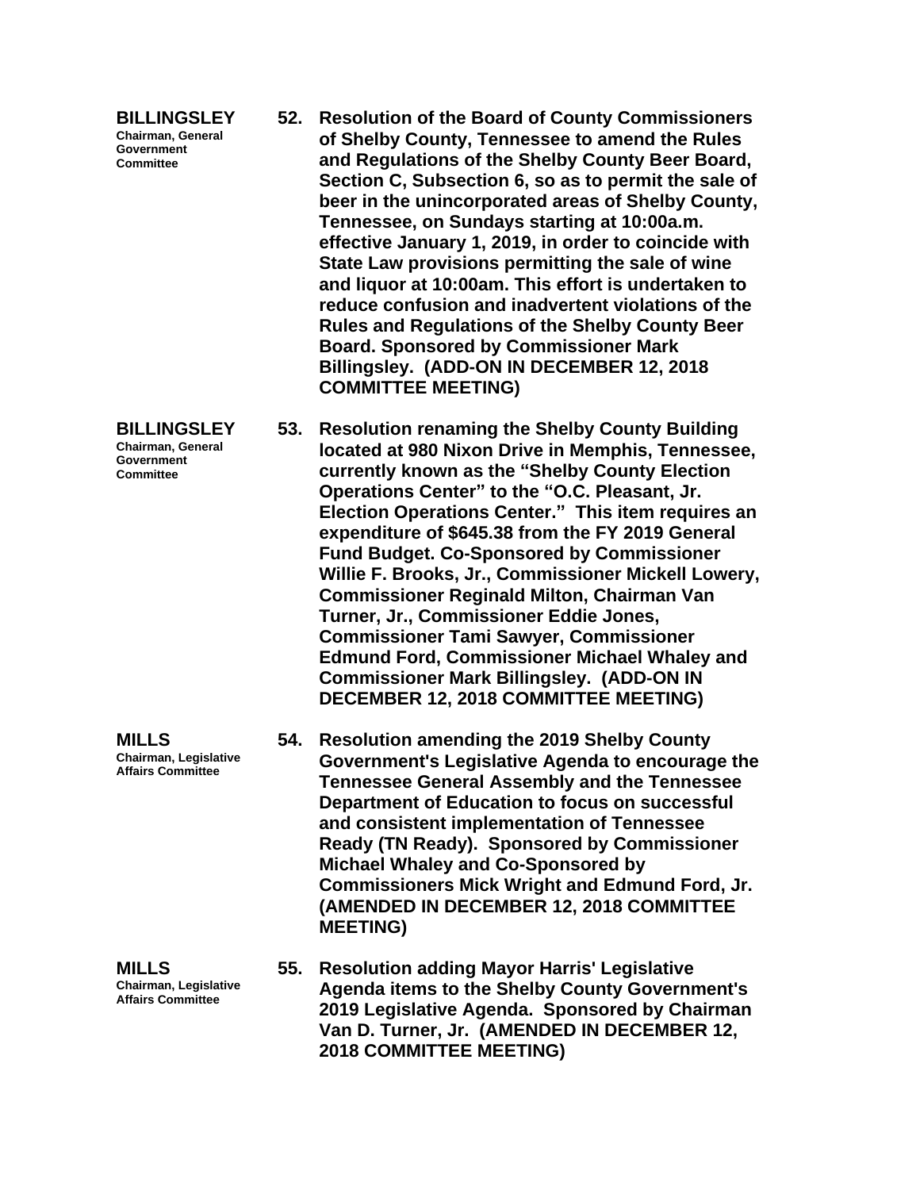**BILLINGSLEY**
Chairman, General Government Committee

**52. Resolution of the Board of County Commissioners of Shelby County, Tennessee to amend the Rules and Regulations of the Shelby County Beer Board, Section C, Subsection 6, so as to permit the sale of beer in the unincorporated areas of Shelby County, Tennessee, on Sundays starting at 10:00a.m. effective January 1, 2019, in order to coincide with State Law provisions permitting the sale of wine and liquor at 10:00am. This effort is undertaken to reduce confusion and inadvertent violations of the Rules and Regulations of the Shelby County Beer Board. Sponsored by Commissioner Mark Billingsley. (ADD-ON IN DECEMBER 12, 2018 COMMITTEE MEETING)**

**BILLINGSLEY**
Chairman, General Government Committee

**53. Resolution renaming the Shelby County Building located at 980 Nixon Drive in Memphis, Tennessee, currently known as the "Shelby County Election Operations Center" to the "O.C. Pleasant, Jr. Election Operations Center." This item requires an expenditure of $645.38 from the FY 2019 General Fund Budget. Co-Sponsored by Commissioner Willie F. Brooks, Jr., Commissioner Mickell Lowery, Commissioner Reginald Milton, Chairman Van Turner, Jr., Commissioner Eddie Jones, Commissioner Tami Sawyer, Commissioner Edmund Ford, Commissioner Michael Whaley and Commissioner Mark Billingsley. (ADD-ON IN DECEMBER 12, 2018 COMMITTEE MEETING)**

**MILLS**
Chairman, Legislative Affairs Committee

**54. Resolution amending the 2019 Shelby County Government's Legislative Agenda to encourage the Tennessee General Assembly and the Tennessee Department of Education to focus on successful and consistent implementation of Tennessee Ready (TN Ready). Sponsored by Commissioner Michael Whaley and Co-Sponsored by Commissioners Mick Wright and Edmund Ford, Jr. (AMENDED IN DECEMBER 12, 2018 COMMITTEE MEETING)**

**MILLS**
Chairman, Legislative Affairs Committee

**55. Resolution adding Mayor Harris' Legislative Agenda items to the Shelby County Government's 2019 Legislative Agenda. Sponsored by Chairman Van D. Turner, Jr. (AMENDED IN DECEMBER 12, 2018 COMMITTEE MEETING)**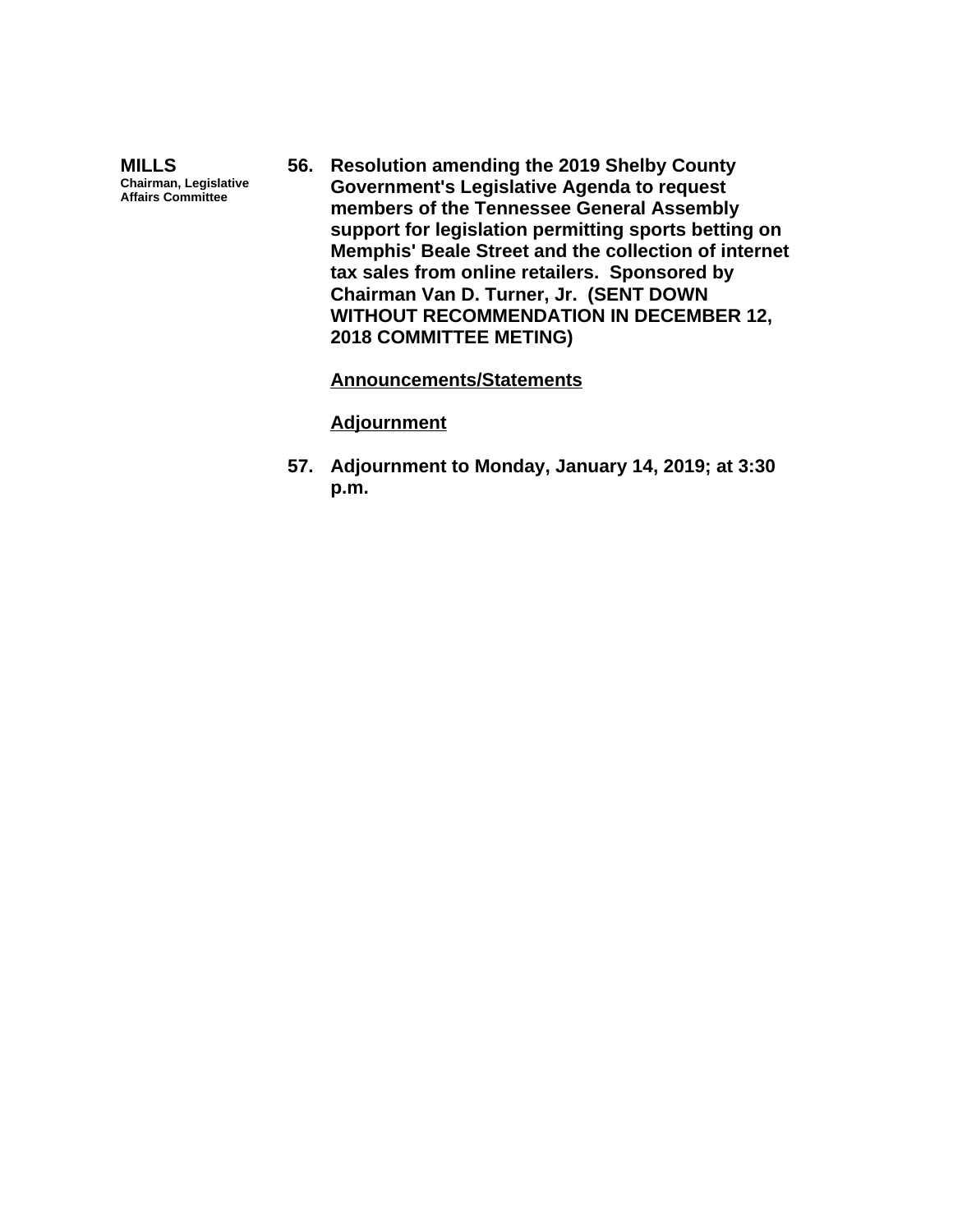**MILLS**
**Chairman, Legislative Affairs Committee**

**56. Resolution amending the 2019 Shelby County Government's Legislative Agenda to request members of the Tennessee General Assembly support for legislation permitting sports betting on Memphis' Beale Street and the collection of internet tax sales from online retailers. Sponsored by Chairman Van D. Turner, Jr. (SENT DOWN WITHOUT RECOMMENDATION IN DECEMBER 12, 2018 COMMITTEE METING)**

**Announcements/Statements**

**Adjournment**

**57. Adjournment to Monday, January 14, 2019; at 3:30 p.m.**